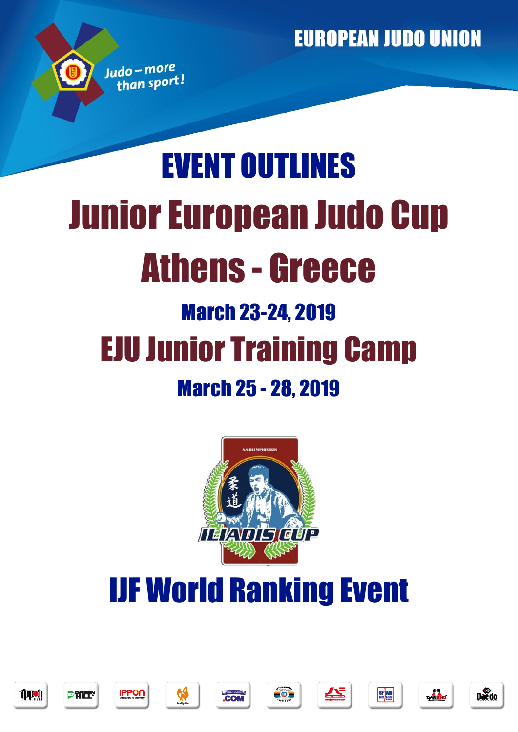EUROPEAN JUDO UNION

Judo – more than sport!

# EVENT OUTLINES

# Junior European Judo Cup

# Athens - Greece

## March 23-24, 2019

# EJU Junior Training Camp

## March 25 - 28, 2019

# IJF World Ranking Event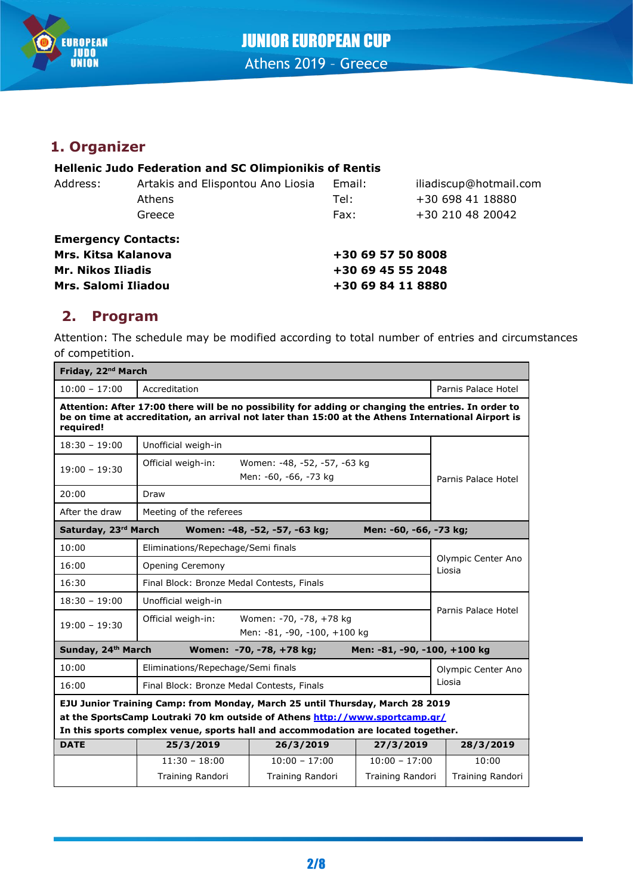## 1. Organizer

**Hellenic Judo Federation and SC Olimpionikis of Rentis**

| | | | |
|---|---|---|---|
| Address: | Artakis and Elispontou Ano Liosia | Email: | iliadiscup@hotmail.com |
| | Athens | Tel: | +30 698 41 18880 |
| | Greece | Fax: | +30 210 48 20042 |

**Emergency Contacts:**

| | |
|---|---|
| **Mrs. Kitsa Kalanova** | **+30 69 57 50 8008** |
| **Mr. Nikos Iliadis** | **+30 69 45 55 2048** |
| **Mrs. Salomi Iliadou** | **+30 69 84 11 8880** |

## 2. Program

Attention: The schedule may be modified according to total number of entries and circumstances of competition.

| **Friday, 22nd March** | | |
|---|---|---|
| 10:00 – 17:00 | Accreditation | Parnis Palace Hotel |
| **Attention: After 17:00 there will be no possibility for adding or changing the entries. In order to be on time at accreditation, an arrival not later than 15:00 at the Athens International Airport is required!** | | |
| 18:30 – 19:00 | Unofficial weigh-in | Parnis Palace Hotel |
| 19:00 – 19:30 | Official weigh-in: Women: -48, -52, -57, -63 kg Men: -60, -66, -73 kg | |
| 20:00 | Draw | |
| After the draw | Meeting of the referees | |
| **Saturday, 23rd March** | **Women: -48, -52, -57, -63 kg; Men: -60, -66, -73 kg;** | |
| 10:00 | Eliminations/Repechage/Semi finals | Olympic Center Ano Liosia |
| 16:00 | Opening Ceremony | |
| 16:30 | Final Block: Bronze Medal Contests, Finals | |
| 18:30 – 19:00 | Unofficial weigh-in | Parnis Palace Hotel |
| 19:00 – 19:30 | Official weigh-in: Women: -70, -78, +78 kg Men: -81, -90, -100, +100 kg | |
| **Sunday, 24th March** | **Women: -70, -78, +78 kg; Men: -81, -90, -100, +100 kg** | |
| 10:00 | Eliminations/Repechage/Semi finals | Olympic Center Ano Liosia |
| 16:00 | Final Block: Bronze Medal Contests, Finals | |

**EJU Junior Training Camp: from Monday, March 25 until Thursday, March 28 2019**
**at the SportsCamp Loutraki 70 km outside of Athens [http://www.sportcamp.gr/](http://www.sportcamp.gr/)**
**In this sports complex venue, sports hall and accommodation are located together.**

| **DATE** | **25/3/2019** | **26/3/2019** | **27/3/2019** | **28/3/2019** |
|---|---|---|---|---|
| | 11:30 – 18:00 Training Randori | 10:00 – 17:00 Training Randori | 10:00 – 17:00 Training Randori | 10:00 Training Randori |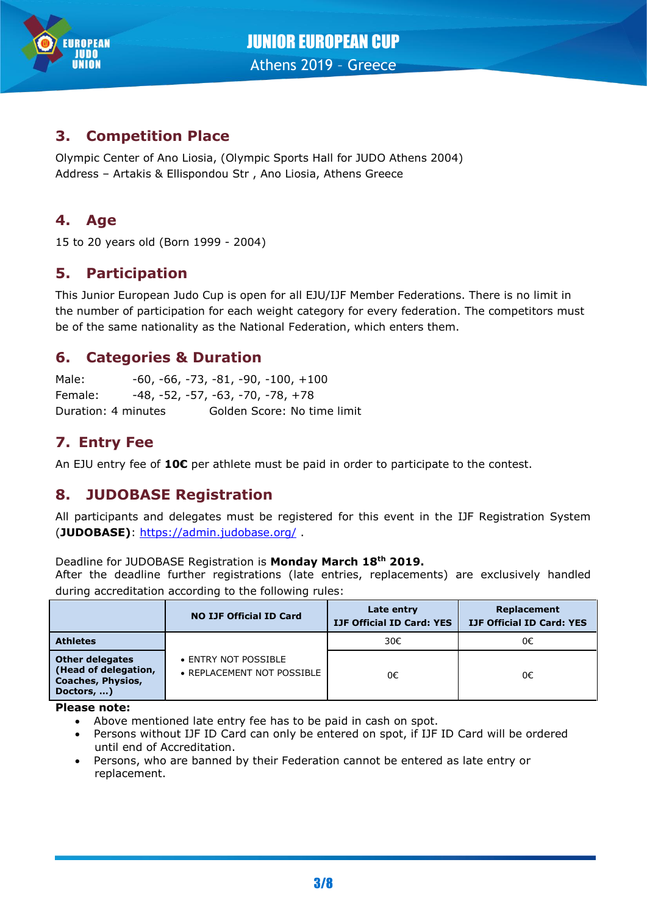## 3. Competition Place

Olympic Center of Ano Liosia, (Olympic Sports Hall for JUDO Athens 2004)
Address – Artakis & Ellispondou Str , Ano Liosia, Athens Greece

## 4. Age

15 to 20 years old (Born 1999 - 2004)

## 5. Participation

This Junior European Judo Cup is open for all EJU/IJF Member Federations. There is no limit in the number of participation for each weight category for every federation. The competitors must be of the same nationality as the National Federation, which enters them.

## 6. Categories & Duration

Male: -60, -66, -73, -81, -90, -100, +100
Female: -48, -52, -57, -63, -70, -78, +78
Duration: 4 minutes Golden Score: No time limit

## 7. Entry Fee

An EJU entry fee of **10€** per athlete must be paid in order to participate to the contest.

## 8. JUDOBASE Registration

All participants and delegates must be registered for this event in the IJF Registration System (**JUDOBASE**): https://admin.judobase.org/ .

Deadline for JUDOBASE Registration is **Monday March 18th 2019.**
After the deadline further registrations (late entries, replacements) are exclusively handled during accreditation according to the following rules:

| | NO IJF Official ID Card | Late entry IJF Official ID Card: YES | Replacement IJF Official ID Card: YES |
|---|---|---|---|
| **Athletes** | • ENTRY NOT POSSIBLE • REPLACEMENT NOT POSSIBLE | 30€ | 0€ |
| **Other delegates (Head of delegation, Coaches, Physios, Doctors, …)** | | 0€ | 0€ |

**Please note:**

- Above mentioned late entry fee has to be paid in cash on spot.
- Persons without IJF ID Card can only be entered on spot, if IJF ID Card will be ordered until end of Accreditation.
- Persons, who are banned by their Federation cannot be entered as late entry or replacement.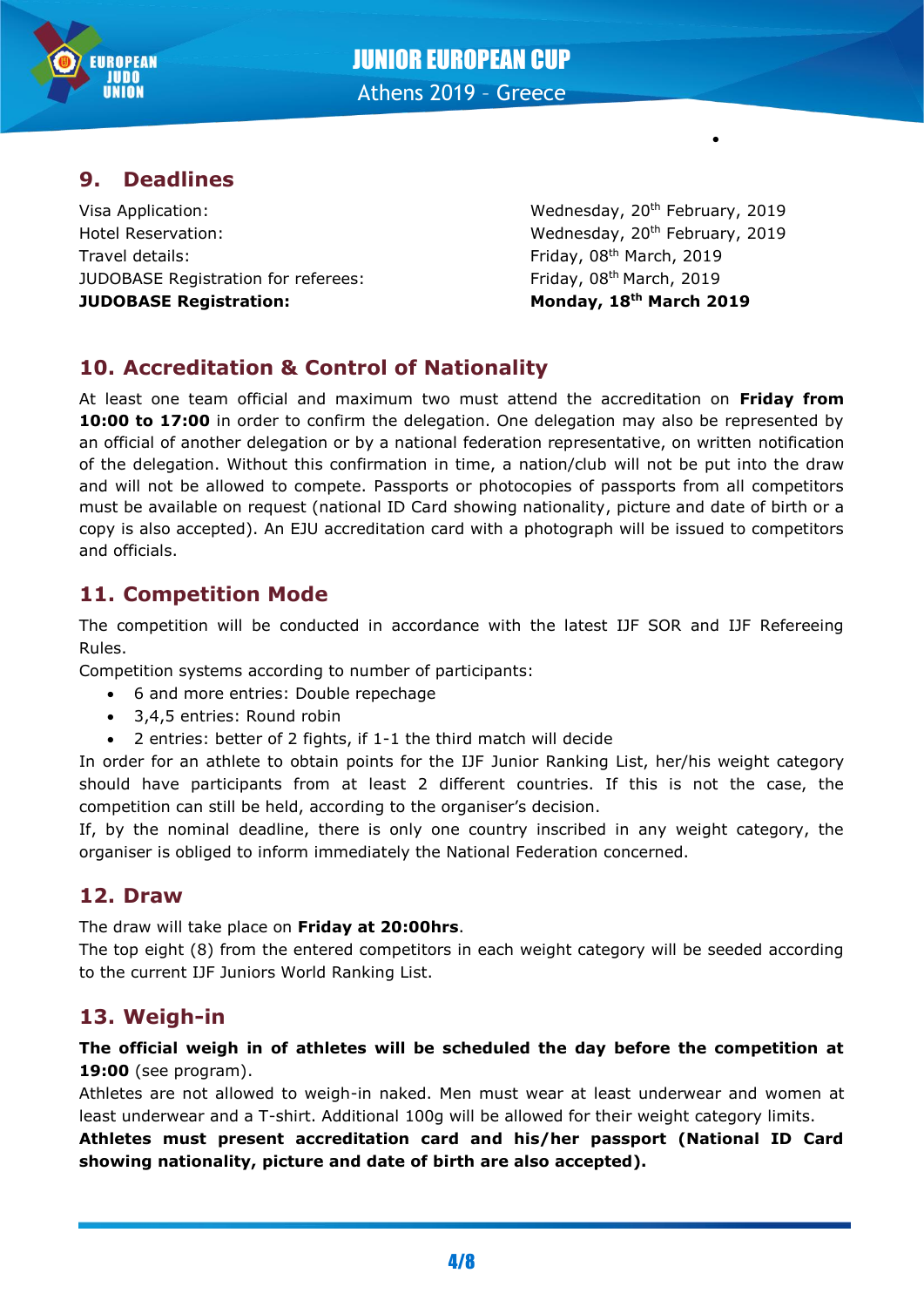## 9. Deadlines

| | |
|---|---|
| Visa Application: | Wednesday, 20th February, 2019 |
| Hotel Reservation: | Wednesday, 20th February, 2019 |
| Travel details: | Friday, 08th March, 2019 |
| JUDOBASE Registration for referees: | Friday, 08th March, 2019 |
| **JUDOBASE Registration:** | **Monday, 18th March 2019** |

## 10. Accreditation & Control of Nationality

At least one team official and maximum two must attend the accreditation on **Friday from 10:00 to 17:00** in order to confirm the delegation. One delegation may also be represented by an official of another delegation or by a national federation representative, on written notification of the delegation. Without this confirmation in time, a nation/club will not be put into the draw and will not be allowed to compete. Passports or photocopies of passports from all competitors must be available on request (national ID Card showing nationality, picture and date of birth or a copy is also accepted). An EJU accreditation card with a photograph will be issued to competitors and officials.

## 11. Competition Mode

The competition will be conducted in accordance with the latest IJF SOR and IJF Refereeing Rules.

Competition systems according to number of participants:

- 6 and more entries: Double repechage
- 3,4,5 entries: Round robin
- 2 entries: better of 2 fights, if 1-1 the third match will decide

In order for an athlete to obtain points for the IJF Junior Ranking List, her/his weight category should have participants from at least 2 different countries. If this is not the case, the competition can still be held, according to the organiser's decision.

If, by the nominal deadline, there is only one country inscribed in any weight category, the organiser is obliged to inform immediately the National Federation concerned.

## 12. Draw

The draw will take place on **Friday at 20:00hrs**.

The top eight (8) from the entered competitors in each weight category will be seeded according to the current IJF Juniors World Ranking List.

## 13. Weigh-in

**The official weigh in of athletes will be scheduled the day before the competition at 19:00** (see program).

Athletes are not allowed to weigh-in naked. Men must wear at least underwear and women at least underwear and a T-shirt. Additional 100g will be allowed for their weight category limits.

**Athletes must present accreditation card and his/her passport (National ID Card showing nationality, picture and date of birth are also accepted).**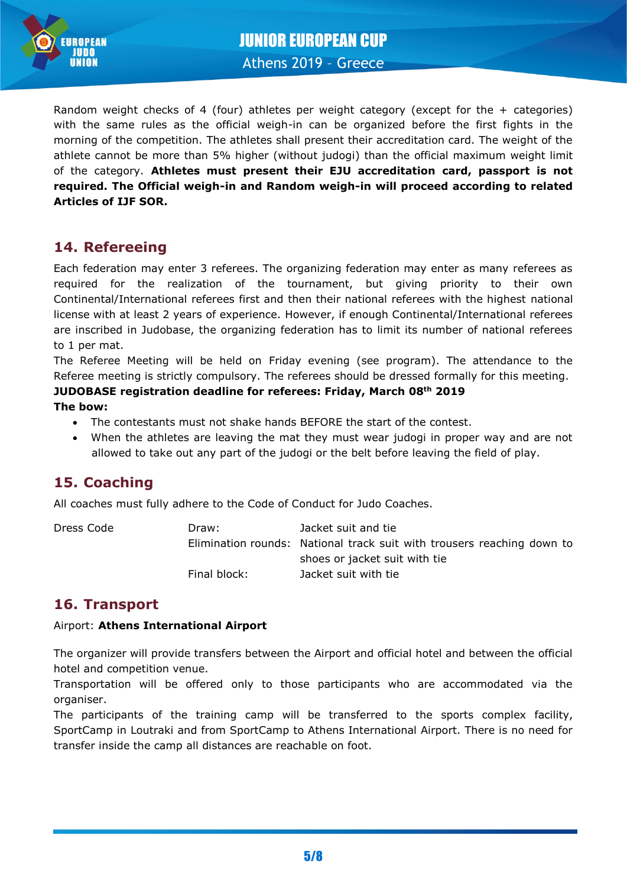Random weight checks of 4 (four) athletes per weight category (except for the + categories) with the same rules as the official weigh-in can be organized before the first fights in the morning of the competition. The athletes shall present their accreditation card. The weight of the athlete cannot be more than 5% higher (without judogi) than the official maximum weight limit of the category. **Athletes must present their EJU accreditation card, passport is not required. The Official weigh-in and Random weigh-in will proceed according to related Articles of IJF SOR.**

## 14. Refereeing

Each federation may enter 3 referees. The organizing federation may enter as many referees as required for the realization of the tournament, but giving priority to their own Continental/International referees first and then their national referees with the highest national license with at least 2 years of experience. However, if enough Continental/International referees are inscribed in Judobase, the organizing federation has to limit its number of national referees to 1 per mat.

The Referee Meeting will be held on Friday evening (see program). The attendance to the Referee meeting is strictly compulsory. The referees should be dressed formally for this meeting.

**JUDOBASE registration deadline for referees: Friday, March 08th 2019**

**The bow:**

- The contestants must not shake hands BEFORE the start of the contest.
- When the athletes are leaving the mat they must wear judogi in proper way and are not allowed to take out any part of the judogi or the belt before leaving the field of play.

## 15. Coaching

All coaches must fully adhere to the Code of Conduct for Judo Coaches.

| Dress Code | Draw: | Jacket suit and tie |
|---|---|---|
| | Elimination rounds: | National track suit with trousers reaching down to shoes or jacket suit with tie |
| | Final block: | Jacket suit with tie |

## 16. Transport

Airport: **Athens International Airport**

The organizer will provide transfers between the Airport and official hotel and between the official hotel and competition venue.

Transportation will be offered only to those participants who are accommodated via the organiser.

The participants of the training camp will be transferred to the sports complex facility, SportCamp in Loutraki and from SportCamp to Athens International Airport. There is no need for transfer inside the camp all distances are reachable on foot.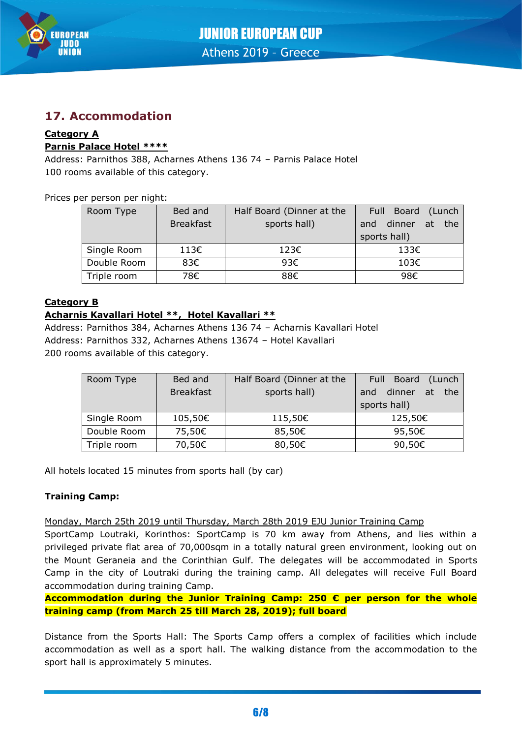## 17. Accommodation

**Category A**

**Parnis Palace Hotel ****

Address: Parnithos 388, Acharnes Athens 136 74 – Parnis Palace Hotel
100 rooms available of this category.

Prices per person per night:

| Room Type | Bed and Breakfast | Half Board (Dinner at the sports hall) | Full Board (Lunch and dinner at the sports hall) |
|---|---|---|---|
| Single Room | 113€ | 123€ | 133€ |
| Double Room | 83€ | 93€ | 103€ |
| Triple room | 78€ | 88€ | 98€ |

**Category B**

**Acharnis Kavallari Hotel **, Hotel Kavallari ****

Address: Parnithos 384, Acharnes Athens 136 74 – Acharnis Kavallari Hotel
Address: Parnithos 332, Acharnes Athens 13674 – Hotel Kavallari
200 rooms available of this category.

| Room Type | Bed and Breakfast | Half Board (Dinner at the sports hall) | Full Board (Lunch and dinner at the sports hall) |
|---|---|---|---|
| Single Room | 105,50€ | 115,50€ | 125,50€ |
| Double Room | 75,50€ | 85,50€ | 95,50€ |
| Triple room | 70,50€ | 80,50€ | 90,50€ |

All hotels located 15 minutes from sports hall (by car)

**Training Camp:**

Monday, March 25th 2019 until Thursday, March 28th 2019 EJU Junior Training Camp

SportCamp Loutraki, Korinthos: SportCamp is 70 km away from Athens, and lies within a privileged private flat area of 70,000sqm in a totally natural green environment, looking out on the Mount Geraneia and the Corinthian Gulf. The delegates will be accommodated in Sports Camp in the city of Loutraki during the training camp. All delegates will receive Full Board accommodation during training Camp.

**Accommodation during the Junior Training Camp: 250 € per person for the whole training camp (from March 25 till March 28, 2019); full board**

Distance from the Sports Hall: The Sports Camp offers a complex of facilities which include accommodation as well as a sport hall. The walking distance from the accommodation to the sport hall is approximately 5 minutes.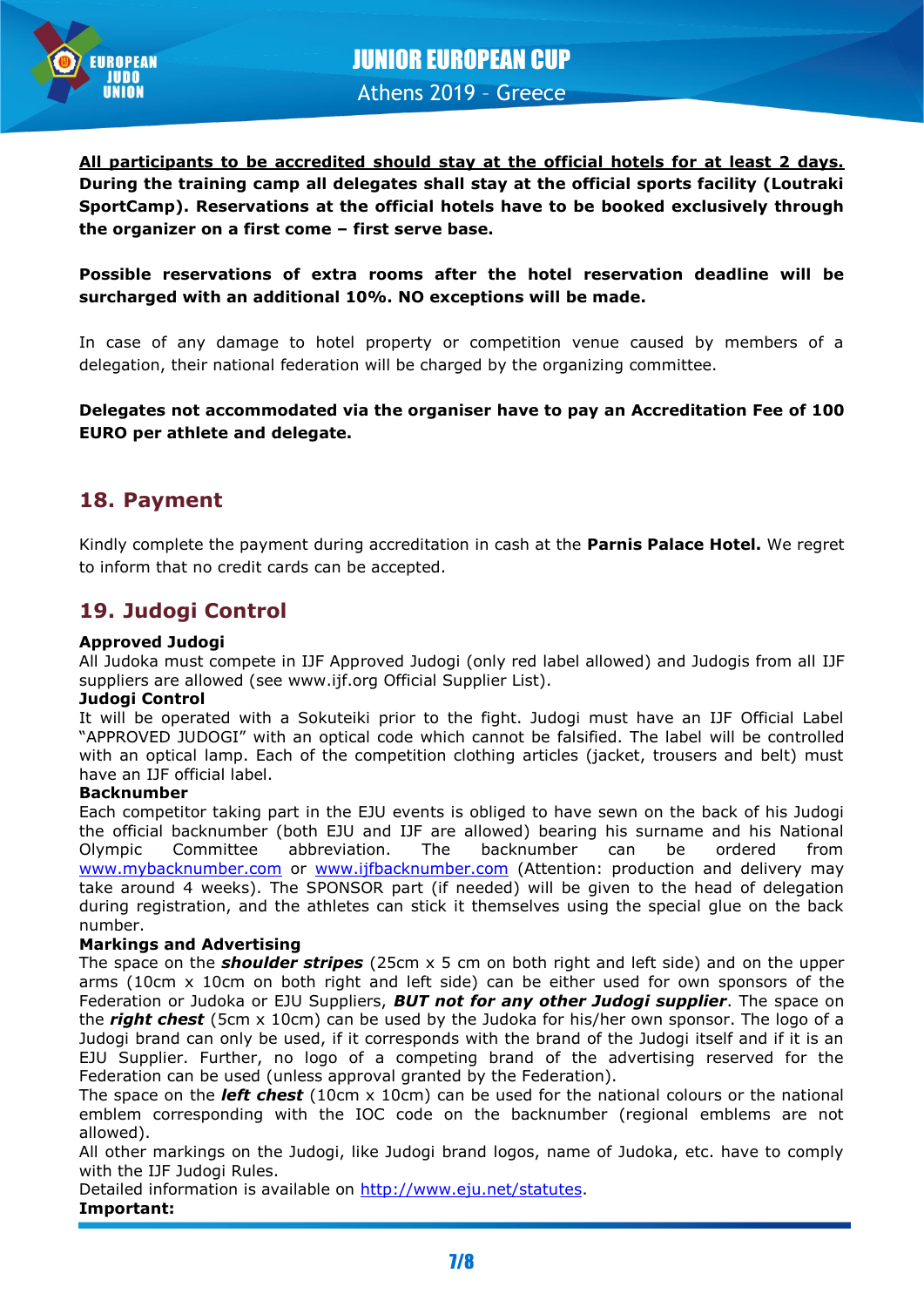**All participants to be accredited should stay at the official hotels for at least 2 days. During the training camp all delegates shall stay at the official sports facility (Loutraki SportCamp). Reservations at the official hotels have to be booked exclusively through the organizer on a first come – first serve base.**

**Possible reservations of extra rooms after the hotel reservation deadline will be surcharged with an additional 10%. NO exceptions will be made.**

In case of any damage to hotel property or competition venue caused by members of a delegation, their national federation will be charged by the organizing committee.

**Delegates not accommodated via the organiser have to pay an Accreditation Fee of 100 EURO per athlete and delegate.**

## 18. Payment

Kindly complete the payment during accreditation in cash at the **Parnis Palace Hotel.** We regret to inform that no credit cards can be accepted.

## 19. Judogi Control

**Approved Judogi**
All Judoka must compete in IJF Approved Judogi (only red label allowed) and Judogis from all IJF suppliers are allowed (see www.ijf.org Official Supplier List).

**Judogi Control**
It will be operated with a Sokuteiki prior to the fight. Judogi must have an IJF Official Label "APPROVED JUDOGI" with an optical code which cannot be falsified. The label will be controlled with an optical lamp. Each of the competition clothing articles (jacket, trousers and belt) must have an IJF official label.

**Backnumber**
Each competitor taking part in the EJU events is obliged to have sewn on the back of his Judogi the official backnumber (both EJU and IJF are allowed) bearing his surname and his National Olympic Committee abbreviation. The backnumber can be ordered from www.mybacknumber.com or www.ijfbacknumber.com (Attention: production and delivery may take around 4 weeks). The SPONSOR part (if needed) will be given to the head of delegation during registration, and the athletes can stick it themselves using the special glue on the back number.

**Markings and Advertising**
The space on the ***shoulder stripes*** (25cm x 5 cm on both right and left side) and on the upper arms (10cm x 10cm on both right and left side) can be either used for own sponsors of the Federation or Judoka or EJU Suppliers, ***BUT not for any other Judogi supplier***. The space on the ***right chest*** (5cm x 10cm) can be used by the Judoka for his/her own sponsor. The logo of a Judogi brand can only be used, if it corresponds with the brand of the Judogi itself and if it is an EJU Supplier. Further, no logo of a competing brand of the advertising reserved for the Federation can be used (unless approval granted by the Federation).
The space on the ***left chest*** (10cm x 10cm) can be used for the national colours or the national emblem corresponding with the IOC code on the backnumber (regional emblems are not allowed).
All other markings on the Judogi, like Judogi brand logos, name of Judoka, etc. have to comply with the IJF Judogi Rules.
Detailed information is available on http://www.eju.net/statutes.

**Important:**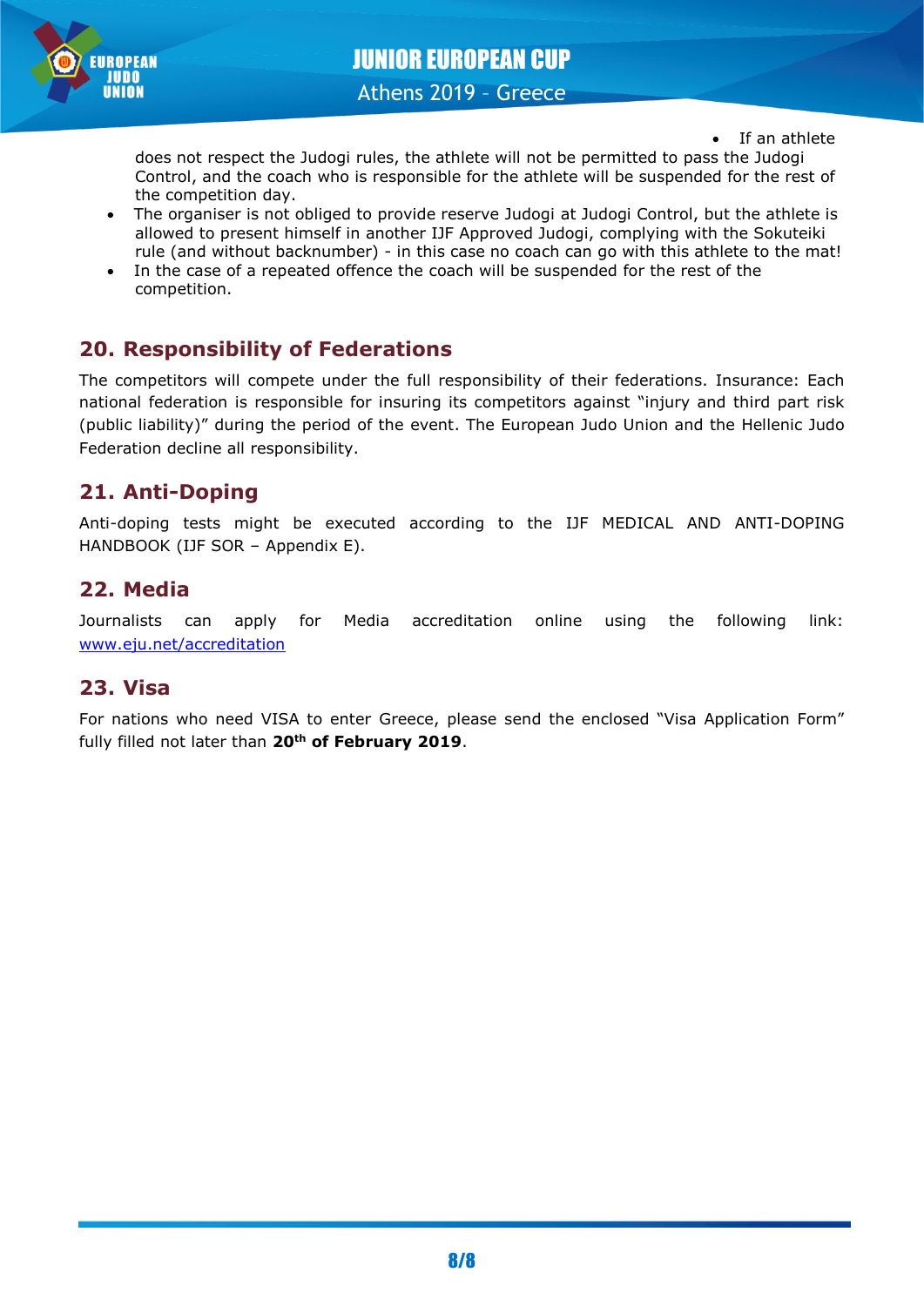- If an athlete does not respect the Judogi rules, the athlete will not be permitted to pass the Judogi Control, and the coach who is responsible for the athlete will be suspended for the rest of the competition day.
- The organiser is not obliged to provide reserve Judogi at Judogi Control, but the athlete is allowed to present himself in another IJF Approved Judogi, complying with the Sokuteiki rule (and without backnumber) - in this case no coach can go with this athlete to the mat!
- In the case of a repeated offence the coach will be suspended for the rest of the competition.

## 20. Responsibility of Federations

The competitors will compete under the full responsibility of their federations. Insurance: Each national federation is responsible for insuring its competitors against "injury and third part risk (public liability)" during the period of the event. The European Judo Union and the Hellenic Judo Federation decline all responsibility.

## 21. Anti-Doping

Anti-doping tests might be executed according to the IJF MEDICAL AND ANTI-DOPING HANDBOOK (IJF SOR – Appendix E).

## 22. Media

Journalists can apply for Media accreditation online using the following link: www.eju.net/accreditation

## 23. Visa

For nations who need VISA to enter Greece, please send the enclosed "Visa Application Form" fully filled not later than **20th of February 2019**.